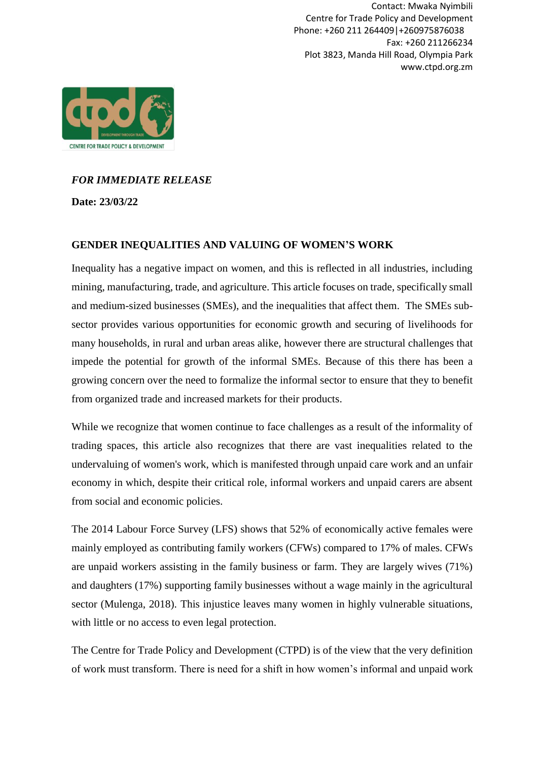Contact: Mwaka Nyimbili
Centre for Trade Policy and Development
Phone: +260 211 264409|+260975876038
Fax: +260 211266234
Plot 3823, Manda Hill Road, Olympia Park
www.ctpd.org.zm

*FOR IMMEDIATE RELEASE*

**Date: 23/03/22**

## GENDER INEQUALITIES AND VALUING OF WOMEN'S WORK

Inequality has a negative impact on women, and this is reflected in all industries, including mining, manufacturing, trade, and agriculture. This article focuses on trade, specifically small and medium-sized businesses (SMEs), and the inequalities that affect them. The SMEs sub-sector provides various opportunities for economic growth and securing of livelihoods for many households, in rural and urban areas alike, however there are structural challenges that impede the potential for growth of the informal SMEs. Because of this there has been a growing concern over the need to formalize the informal sector to ensure that they to benefit from organized trade and increased markets for their products.

While we recognize that women continue to face challenges as a result of the informality of trading spaces, this article also recognizes that there are vast inequalities related to the undervaluing of women's work, which is manifested through unpaid care work and an unfair economy in which, despite their critical role, informal workers and unpaid carers are absent from social and economic policies.

The 2014 Labour Force Survey (LFS) shows that 52% of economically active females were mainly employed as contributing family workers (CFWs) compared to 17% of males. CFWs are unpaid workers assisting in the family business or farm. They are largely wives (71%) and daughters (17%) supporting family businesses without a wage mainly in the agricultural sector (Mulenga, 2018). This injustice leaves many women in highly vulnerable situations, with little or no access to even legal protection.

The Centre for Trade Policy and Development (CTPD) is of the view that the very definition of work must transform. There is need for a shift in how women's informal and unpaid work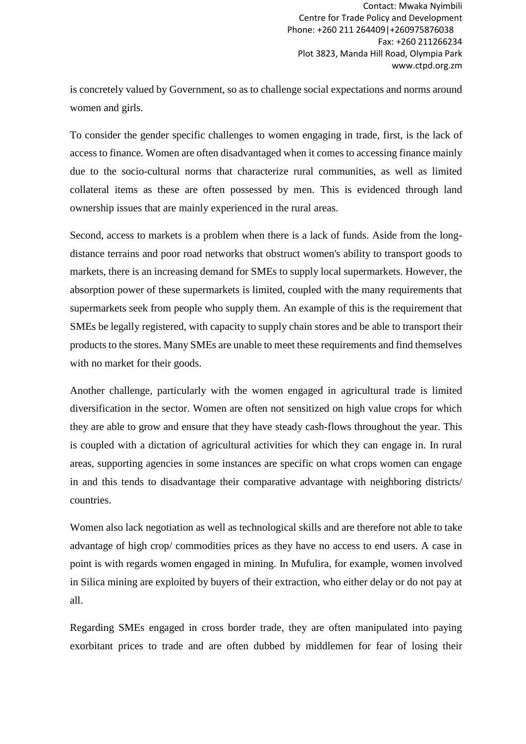is concretely valued by Government, so as to challenge social expectations and norms around women and girls.

To consider the gender specific challenges to women engaging in trade, first, is the lack of access to finance. Women are often disadvantaged when it comes to accessing finance mainly due to the socio-cultural norms that characterize rural communities, as well as limited collateral items as these are often possessed by men. This is evidenced through land ownership issues that are mainly experienced in the rural areas.

Second, access to markets is a problem when there is a lack of funds. Aside from the long-distance terrains and poor road networks that obstruct women's ability to transport goods to markets, there is an increasing demand for SMEs to supply local supermarkets. However, the absorption power of these supermarkets is limited, coupled with the many requirements that supermarkets seek from people who supply them. An example of this is the requirement that SMEs be legally registered, with capacity to supply chain stores and be able to transport their products to the stores. Many SMEs are unable to meet these requirements and find themselves with no market for their goods.

Another challenge, particularly with the women engaged in agricultural trade is limited diversification in the sector. Women are often not sensitized on high value crops for which they are able to grow and ensure that they have steady cash-flows throughout the year. This is coupled with a dictation of agricultural activities for which they can engage in. In rural areas, supporting agencies in some instances are specific on what crops women can engage in and this tends to disadvantage their comparative advantage with neighboring districts/ countries.

Women also lack negotiation as well as technological skills and are therefore not able to take advantage of high crop/ commodities prices as they have no access to end users. A case in point is with regards women engaged in mining. In Mufulira, for example, women involved in Silica mining are exploited by buyers of their extraction, who either delay or do not pay at all.

Regarding SMEs engaged in cross border trade, they are often manipulated into paying exorbitant prices to trade and are often dubbed by middlemen for fear of losing their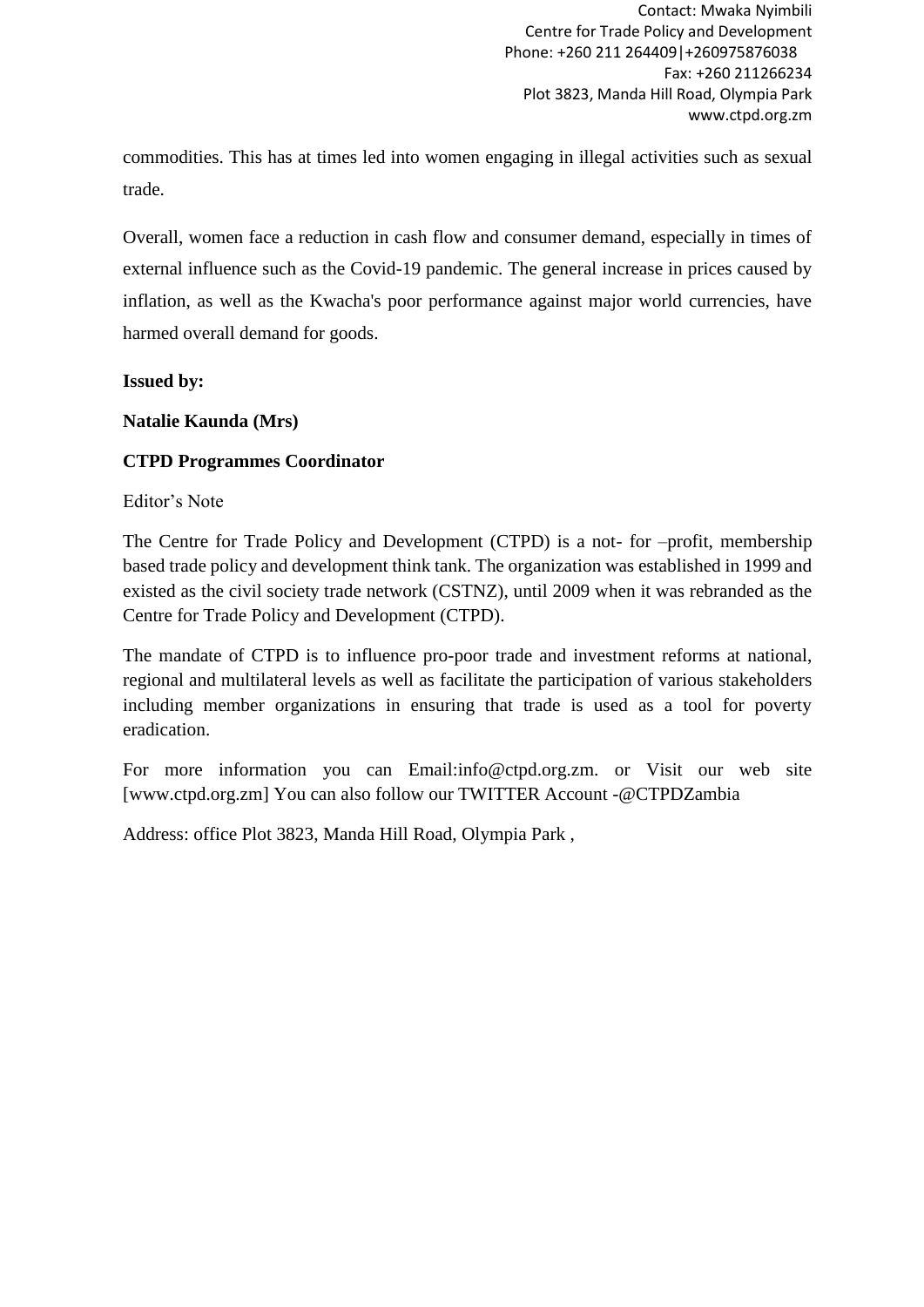commodities. This has at times led into women engaging in illegal activities such as sexual trade.

Overall, women face a reduction in cash flow and consumer demand, especially in times of external influence such as the Covid-19 pandemic. The general increase in prices caused by inflation, as well as the Kwacha's poor performance against major world currencies, have harmed overall demand for goods.

**Issued by:**

**Natalie Kaunda (Mrs)**

**CTPD Programmes Coordinator**

Editor's Note

The Centre for Trade Policy and Development (CTPD) is a not- for –profit, membership based trade policy and development think tank. The organization was established in 1999 and existed as the civil society trade network (CSTNZ), until 2009 when it was rebranded as the Centre for Trade Policy and Development (CTPD).

The mandate of CTPD is to influence pro-poor trade and investment reforms at national, regional and multilateral levels as well as facilitate the participation of various stakeholders including member organizations in ensuring that trade is used as a tool for poverty eradication.

For more information you can Email:info@ctpd.org.zm. or Visit our web site [www.ctpd.org.zm] You can also follow our TWITTER Account -@CTPDZambia

Address: office Plot 3823, Manda Hill Road, Olympia Park ,